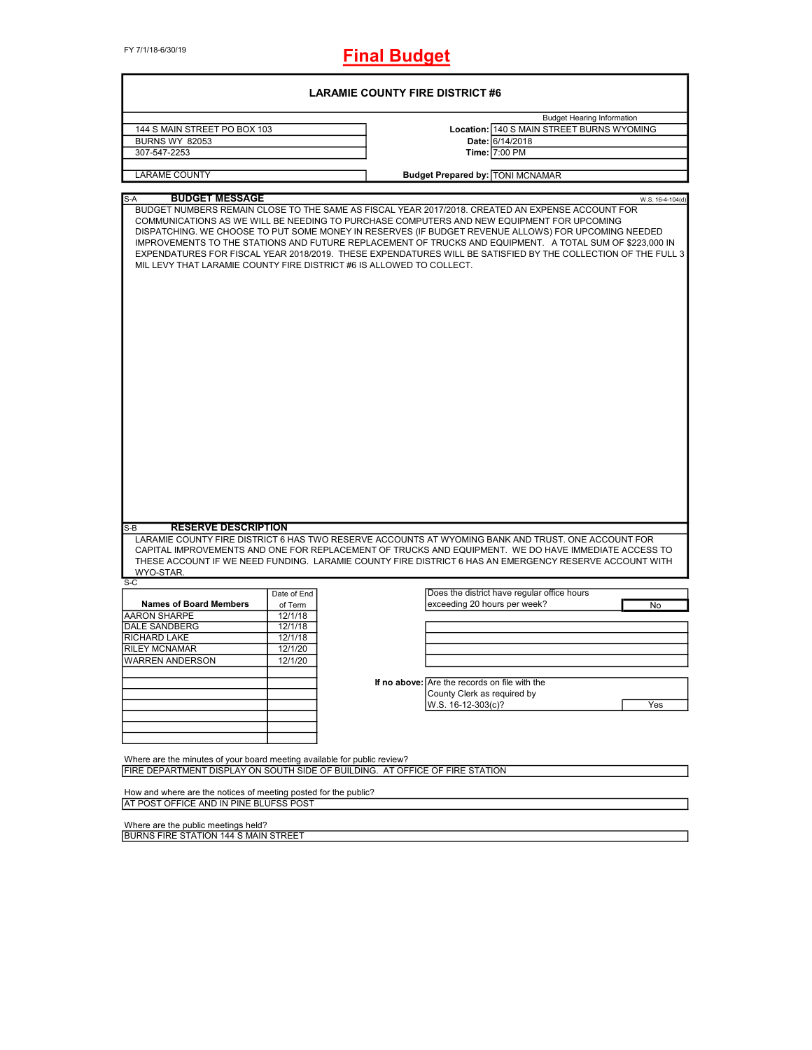FY 7/1/18-6/30/19

# Final Budget

## LARAMIE COUNTY FIRE DISTRICT #6

| | | |
|---|---|---|
| 144 S MAIN STREET PO BOX 103 | | Budget Hearing Information |
| BURNS WY 82053 | **Location:** | 140 S MAIN STREET BURNS WYOMING |
| 307-547-2253 | **Date:** | 6/14/2018 |
| | **Time:** | 7:00 PM |
| LARAME COUNTY | **Budget Prepared by:** | TONI MCNAMAR |

S-A **BUDGET MESSAGE** W.S. 16-4-104(d)

BUDGET NUMBERS REMAIN CLOSE TO THE SAME AS FISCAL YEAR 2017/2018. CREATED AN EXPENSE ACCOUNT FOR COMMUNICATIONS AS WE WILL BE NEEDING TO PURCHASE COMPUTERS AND NEW EQUIPMENT FOR UPCOMING DISPATCHING. WE CHOOSE TO PUT SOME MONEY IN RESERVES (IF BUDGET REVENUE ALLOWS) FOR UPCOMING NEEDED IMPROVEMENTS TO THE STATIONS AND FUTURE REPLACEMENT OF TRUCKS AND EQUIPMENT. A TOTAL SUM OF $223,000 IN EXPENDATURES FOR FISCAL YEAR 2018/2019. THESE EXPENDATURES WILL BE SATISFIED BY THE COLLECTION OF THE FULL 3 MIL LEVY THAT LARAMIE COUNTY FIRE DISTRICT #6 IS ALLOWED TO COLLECT.

S-B **RESERVE DESCRIPTION**

LARAMIE COUNTY FIRE DISTRICT 6 HAS TWO RESERVE ACCOUNTS AT WYOMING BANK AND TRUST. ONE ACCOUNT FOR CAPITAL IMPROVEMENTS AND ONE FOR REPLACEMENT OF TRUCKS AND EQUIPMENT. WE DO HAVE IMMEDIATE ACCESS TO THESE ACCOUNT IF WE NEED FUNDING. LARAMIE COUNTY FIRE DISTRICT 6 HAS AN EMERGENCY RESERVE ACCOUNT WITH WYO-STAR.

S-C

| Names of Board Members | Date of End of Term |
|---|---|
| AARON SHARPE | 12/1/18 |
| DALE SANDBERG | 12/1/18 |
| RICHARD LAKE | 12/1/18 |
| RILEY MCNAMAR | 12/1/20 |
| WARREN ANDERSON | 12/1/20 |

| | |
|---|---|
| Does the district have regular office hours exceeding 20 hours per week? | No |
| **If no above:** Are the records on file with the County Clerk as required by W.S. 16-12-303(c)? | Yes |

Where are the minutes of your board meeting available for public review?
FIRE DEPARTMENT DISPLAY ON SOUTH SIDE OF BUILDING. AT OFFICE OF FIRE STATION

How and where are the notices of meeting posted for the public?
AT POST OFFICE AND IN PINE BLUFSS POST

Where are the public meetings held?
BURNS FIRE STATION 144 S MAIN STREET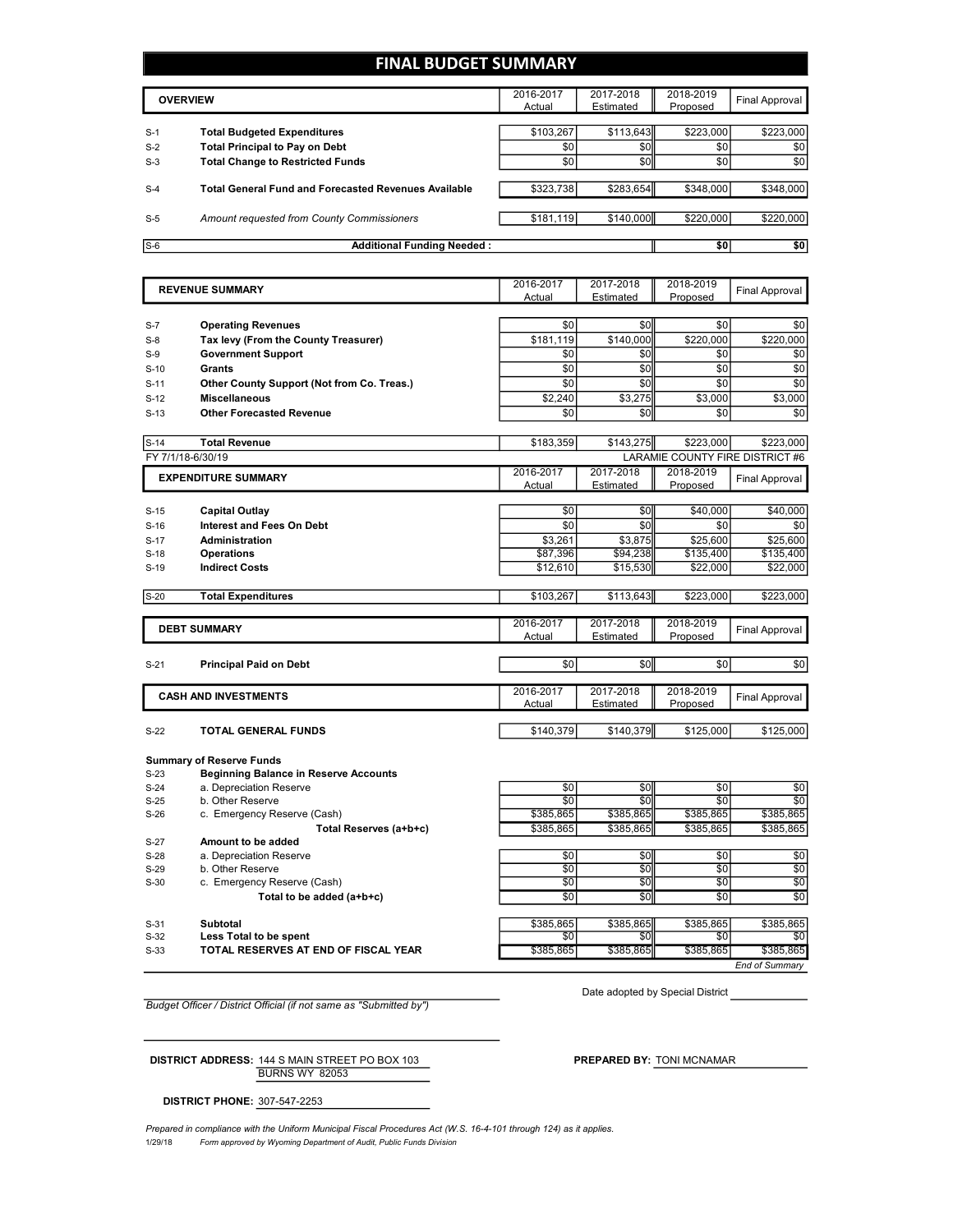# FINAL BUDGET SUMMARY

| | OVERVIEW | 2016-2017 Actual | 2017-2018 Estimated | 2018-2019 Proposed | Final Approval |
|---|---|---|---|---|---|
| S-1 | **Total Budgeted Expenditures** | $103,267 | $113,643 | $223,000 | $223,000 |
| S-2 | **Total Principal to Pay on Debt** | $0 | $0 | $0 | $0 |
| S-3 | **Total Change to Restricted Funds** | $0 | $0 | $0 | $0 |
| S-4 | **Total General Fund and Forecasted Revenues Available** | $323,738 | $283,654 | $348,000 | $348,000 |
| S-5 | *Amount requested from County Commissioners* | $181,119 | $140,000 | $220,000 | $220,000 |
| S-6 | **Additional Funding Needed :** | | | $0 | $0 |

| | REVENUE SUMMARY | 2016-2017 Actual | 2017-2018 Estimated | 2018-2019 Proposed | Final Approval |
|---|---|---|---|---|---|
| S-7 | **Operating Revenues** | $0 | $0 | $0 | $0 |
| S-8 | **Tax levy (From the County Treasurer)** | $181,119 | $140,000 | $220,000 | $220,000 |
| S-9 | **Government Support** | $0 | $0 | $0 | $0 |
| S-10 | **Grants** | $0 | $0 | $0 | $0 |
| S-11 | **Other County Support (Not from Co. Treas.)** | $0 | $0 | $0 | $0 |
| S-12 | **Miscellaneous** | $2,240 | $3,275 | $3,000 | $3,000 |
| S-13 | **Other Forecasted Revenue** | $0 | $0 | $0 | $0 |
| S-14 | **Total Revenue** | $183,359 | $143,275 | $223,000 | $223,000 |

FY 7/1/18-6/30/19 LARAMIE COUNTY FIRE DISTRICT #6

| | EXPENDITURE SUMMARY | 2016-2017 Actual | 2017-2018 Estimated | 2018-2019 Proposed | Final Approval |
|---|---|---|---|---|---|
| S-15 | **Capital Outlay** | $0 | $0 | $40,000 | $40,000 |
| S-16 | **Interest and Fees On Debt** | $0 | $0 | $0 | $0 |
| S-17 | **Administration** | $3,261 | $3,875 | $25,600 | $25,600 |
| S-18 | **Operations** | $87,396 | $94,238 | $135,400 | $135,400 |
| S-19 | **Indirect Costs** | $12,610 | $15,530 | $22,000 | $22,000 |
| S-20 | **Total Expenditures** | $103,267 | $113,643 | $223,000 | $223,000 |

| | DEBT SUMMARY | 2016-2017 Actual | 2017-2018 Estimated | 2018-2019 Proposed | Final Approval |
|---|---|---|---|---|---|
| S-21 | **Principal Paid on Debt** | $0 | $0 | $0 | $0 |

| | CASH AND INVESTMENTS | 2016-2017 Actual | 2017-2018 Estimated | 2018-2019 Proposed | Final Approval |
|---|---|---|---|---|---|
| S-22 | **TOTAL GENERAL FUNDS** | $140,379 | $140,379 | $125,000 | $125,000 |
| | **Summary of Reserve Funds** | | | | |
| S-23 | **Beginning Balance in Reserve Accounts** | | | | |
| S-24 | a. Depreciation Reserve | $0 | $0 | $0 | $0 |
| S-25 | b. Other Reserve | $0 | $0 | $0 | $0 |
| S-26 | c. Emergency Reserve (Cash) | $385,865 | $385,865 | $385,865 | $385,865 |
| | **Total Reserves (a+b+c)** | $385,865 | $385,865 | $385,865 | $385,865 |
| S-27 | **Amount to be added** | | | | |
| S-28 | a. Depreciation Reserve | $0 | $0 | $0 | $0 |
| S-29 | b. Other Reserve | $0 | $0 | $0 | $0 |
| S-30 | c. Emergency Reserve (Cash) | $0 | $0 | $0 | $0 |
| | **Total to be added (a+b+c)** | $0 | $0 | $0 | $0 |
| S-31 | **Subtotal** | $385,865 | $385,865 | $385,865 | $385,865 |
| S-32 | **Less Total to be spent** | $0 | $0 | $0 | $0 |
| S-33 | **TOTAL RESERVES AT END OF FISCAL YEAR** | $385,865 | $385,865 | $385,865 | $385,865 |

*End of Summary*

Date adopted by Special District ____________

*Budget Officer / District Official (if not same as "Submitted by")*

**DISTRICT ADDRESS:** 144 S MAIN STREET PO BOX 103
BURNS WY 82053

**PREPARED BY:** TONI MCNAMAR

**DISTRICT PHONE:** 307-547-2253

*Prepared in compliance with the Uniform Municipal Fiscal Procedures Act (W.S. 16-4-101 through 124) as it applies.*

1/29/18 *Form approved by Wyoming Department of Audit, Public Funds Division*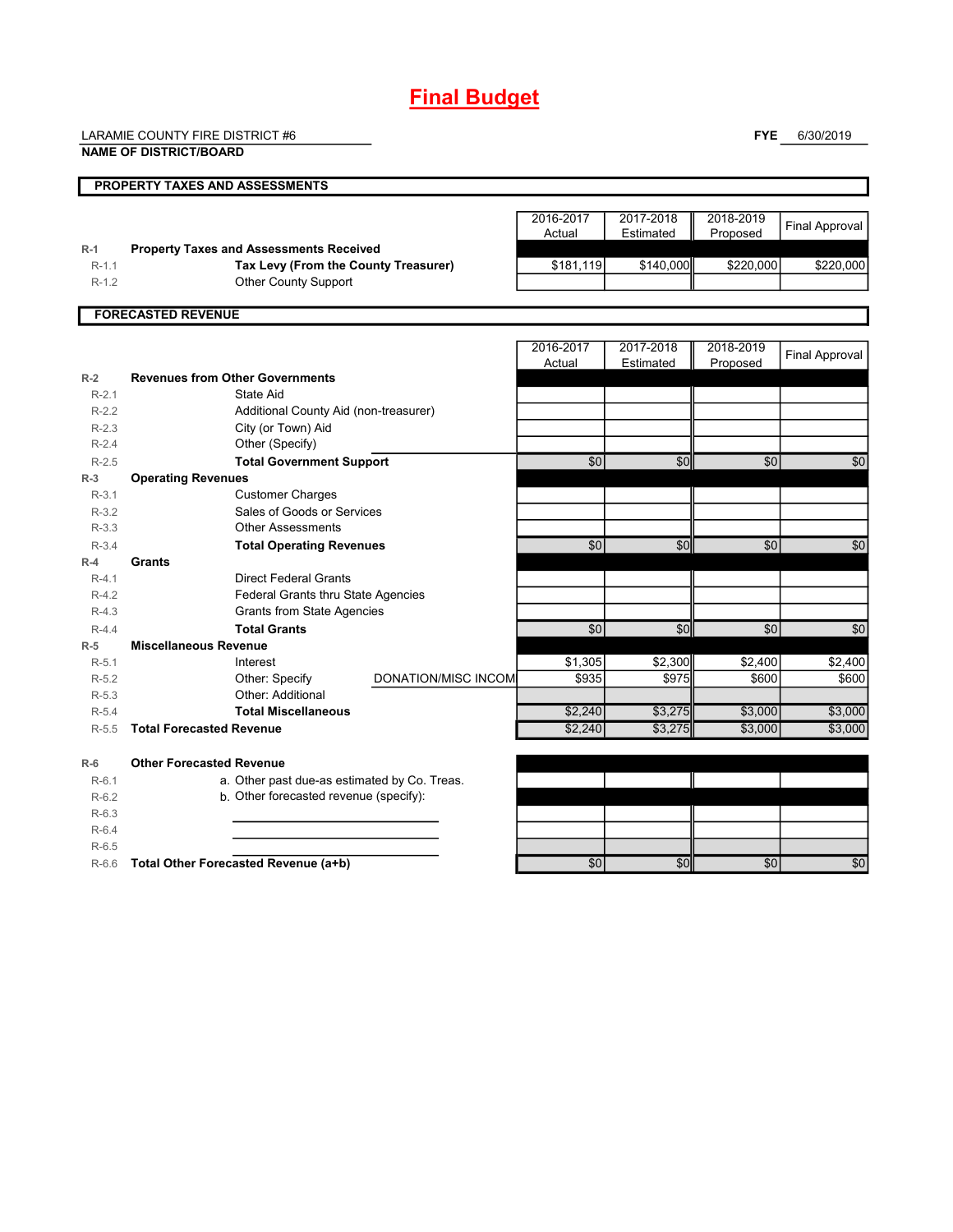# Final Budget

LARAMIE COUNTY FIRE DISTRICT #6

**NAME OF DISTRICT/BOARD**

**FYE** 6/30/2019

## PROPERTY TAXES AND ASSESSMENTS

| | | 2016-2017 Actual | 2017-2018 Estimated | 2018-2019 Proposed | Final Approval |
|---|---|---|---|---|---|
| R-1 | **Property Taxes and Assessments Received** | | | | |
| R-1.1 | **Tax Levy (From the County Treasurer)** | $181,119 | $140,000 | $220,000 | $220,000 |
| R-1.2 | Other County Support | | | | |

## FORECASTED REVENUE

| | | 2016-2017 Actual | 2017-2018 Estimated | 2018-2019 Proposed | Final Approval |
|---|---|---|---|---|---|
| R-2 | **Revenues from Other Governments** | | | | |
| R-2.1 | State Aid | | | | |
| R-2.2 | Additional County Aid (non-treasurer) | | | | |
| R-2.3 | City (or Town) Aid | | | | |
| R-2.4 | Other (Specify) | | | | |
| R-2.5 | **Total Government Support** | $0 | $0 | $0 | $0 |
| R-3 | **Operating Revenues** | | | | |
| R-3.1 | Customer Charges | | | | |
| R-3.2 | Sales of Goods or Services | | | | |
| R-3.3 | Other Assessments | | | | |
| R-3.4 | **Total Operating Revenues** | $0 | $0 | $0 | $0 |
| R-4 | **Grants** | | | | |
| R-4.1 | Direct Federal Grants | | | | |
| R-4.2 | Federal Grants thru State Agencies | | | | |
| R-4.3 | Grants from State Agencies | | | | |
| R-4.4 | **Total Grants** | $0 | $0 | $0 | $0 |
| R-5 | **Miscellaneous Revenue** | | | | |
| R-5.1 | Interest | $1,305 | $2,300 | $2,400 | $2,400 |
| R-5.2 | Other: Specify DONATION/MISC INCOM | $935 | $975 | $600 | $600 |
| R-5.3 | Other: Additional | | | | |
| R-5.4 | **Total Miscellaneous** | $2,240 | $3,275 | $3,000 | $3,000 |
| R-5.5 | **Total Forecasted Revenue** | $2,240 | $3,275 | $3,000 | $3,000 |
| R-6 | **Other Forecasted Revenue** | | | | |
| R-6.1 | a. Other past due-as estimated by Co. Treas. | | | | |
| R-6.2 | b. Other forecasted revenue (specify): | | | | |
| R-6.3 | | | | | |
| R-6.4 | | | | | |
| R-6.5 | | | | | |
| R-6.6 | **Total Other Forecasted Revenue (a+b)** | $0 | $0 | $0 | $0 |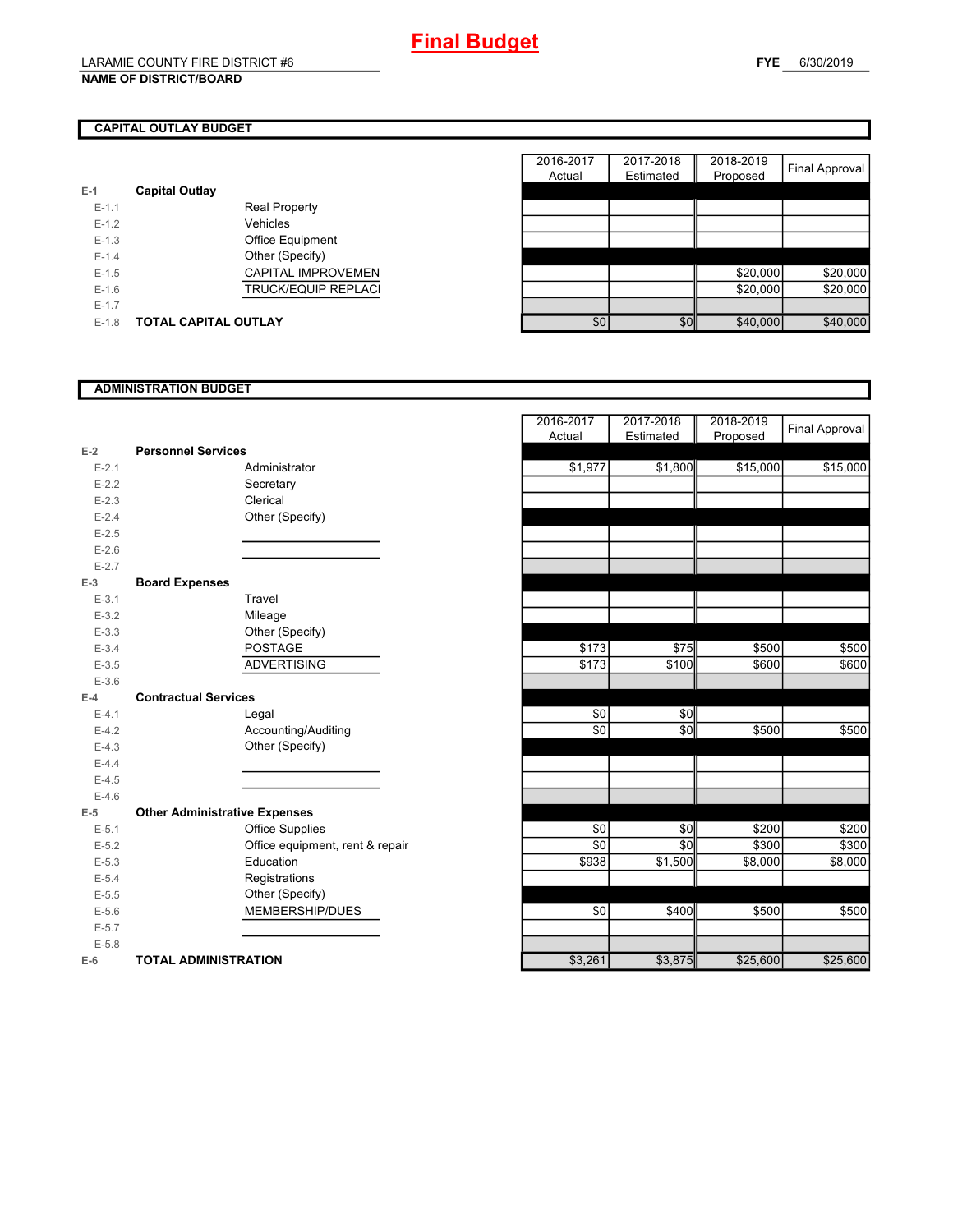# Final Budget

LARAMIE COUNTY FIRE DISTRICT #6

**NAME OF DISTRICT/BOARD**

**FYE** 6/30/2019

## CAPITAL OUTLAY BUDGET

| | | | 2016-2017 Actual | 2017-2018 Estimated | 2018-2019 Proposed | Final Approval |
|---|---|---|---|---|---|---|
| E-1 | **Capital Outlay** | | | | | |
| E-1.1 | | Real Property | | | | |
| E-1.2 | | Vehicles | | | | |
| E-1.3 | | Office Equipment | | | | |
| E-1.4 | | Other (Specify) | | | | |
| E-1.5 | | CAPITAL IMPROVEMEN | | | $20,000 | $20,000 |
| E-1.6 | | TRUCK/EQUIP REPLACI | | | $20,000 | $20,000 |
| E-1.7 | | | | | | |
| E-1.8 | **TOTAL CAPITAL OUTLAY** | | $0 | $0 | $40,000 | $40,000 |

## ADMINISTRATION BUDGET

| | | | 2016-2017 Actual | 2017-2018 Estimated | 2018-2019 Proposed | Final Approval |
|---|---|---|---|---|---|---|
| E-2 | **Personnel Services** | | | | | |
| E-2.1 | | Administrator | $1,977 | $1,800 | $15,000 | $15,000 |
| E-2.2 | | Secretary | | | | |
| E-2.3 | | Clerical | | | | |
| E-2.4 | | Other (Specify) | | | | |
| E-2.5 | | | | | | |
| E-2.6 | | | | | | |
| E-2.7 | | | | | | |
| E-3 | **Board Expenses** | | | | | |
| E-3.1 | | Travel | | | | |
| E-3.2 | | Mileage | | | | |
| E-3.3 | | Other (Specify) | | | | |
| E-3.4 | | POSTAGE | $173 | $75 | $500 | $500 |
| E-3.5 | | ADVERTISING | $173 | $100 | $600 | $600 |
| E-3.6 | | | | | | |
| E-4 | **Contractual Services** | | | | | |
| E-4.1 | | Legal | $0 | $0 | | |
| E-4.2 | | Accounting/Auditing | $0 | $0 | $500 | $500 |
| E-4.3 | | Other (Specify) | | | | |
| E-4.4 | | | | | | |
| E-4.5 | | | | | | |
| E-4.6 | | | | | | |
| E-5 | **Other Administrative Expenses** | | | | | |
| E-5.1 | | Office Supplies | $0 | $0 | $200 | $200 |
| E-5.2 | | Office equipment, rent & repair | $0 | $0 | $300 | $300 |
| E-5.3 | | Education | $938 | $1,500 | $8,000 | $8,000 |
| E-5.4 | | Registrations | | | | |
| E-5.5 | | Other (Specify) | | | | |
| E-5.6 | | MEMBERSHIP/DUES | $0 | $400 | $500 | $500 |
| E-5.7 | | | | | | |
| E-5.8 | | | | | | |
| E-6 | **TOTAL ADMINISTRATION** | | $3,261 | $3,875 | $25,600 | $25,600 |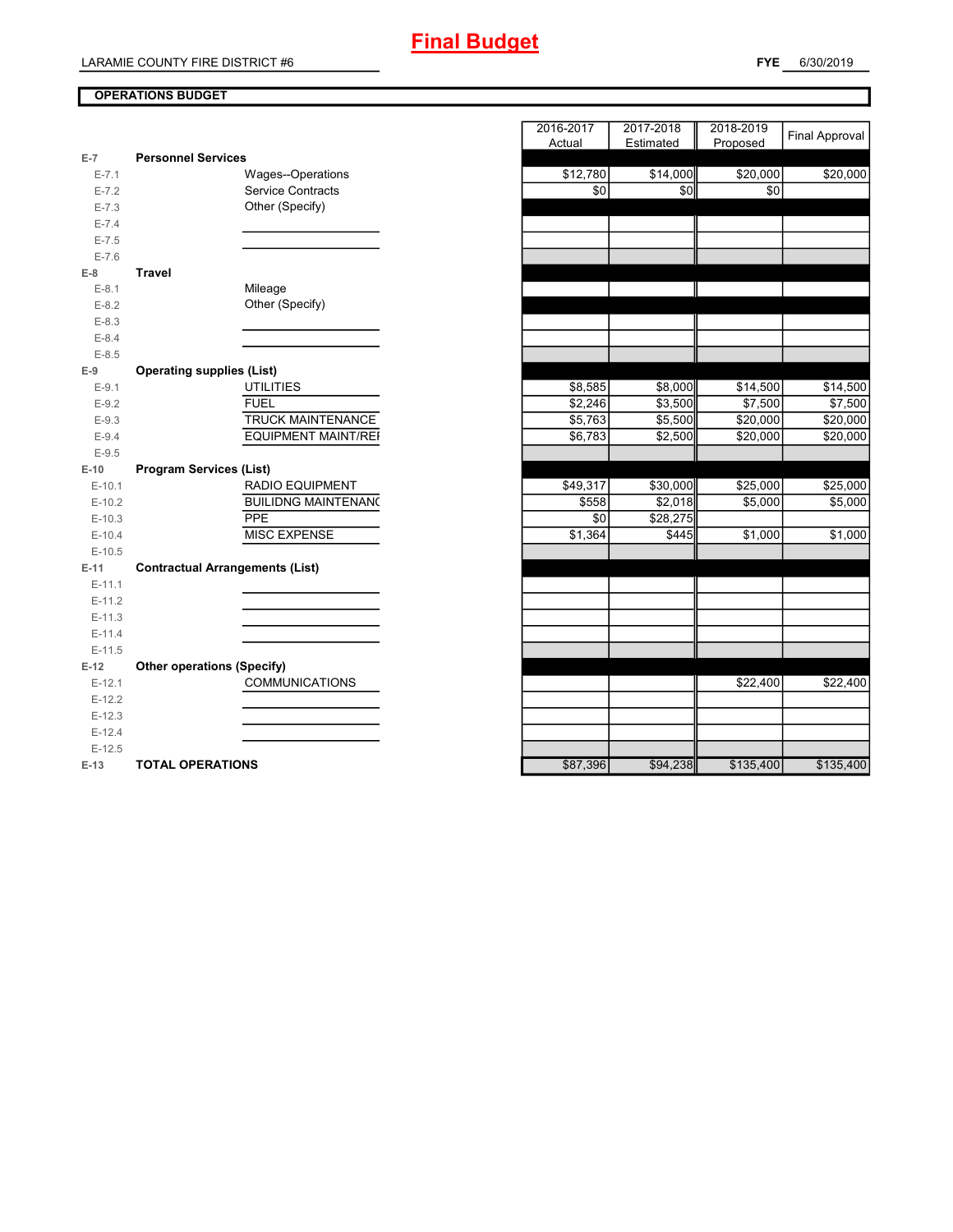# Final Budget

LARAMIE COUNTY FIRE DISTRICT #6

**FYE** 6/30/2019

## OPERATIONS BUDGET

| | | | 2016-2017 Actual | 2017-2018 Estimated | 2018-2019 Proposed | Final Approval |
|---|---|---|---|---|---|---|
| E-7 | **Personnel Services** | | | | | |
| E-7.1 | | Wages--Operations | $12,780 | $14,000 | $20,000 | $20,000 |
| E-7.2 | | Service Contracts | $0 | $0 | $0 | |
| E-7.3 | | Other (Specify) | | | | |
| E-7.4 | | | | | | |
| E-7.5 | | | | | | |
| E-7.6 | | | | | | |
| E-8 | **Travel** | | | | | |
| E-8.1 | | Mileage | | | | |
| E-8.2 | | Other (Specify) | | | | |
| E-8.3 | | | | | | |
| E-8.4 | | | | | | |
| E-8.5 | | | | | | |
| E-9 | **Operating supplies (List)** | | | | | |
| E-9.1 | | UTILITIES | $8,585 | $8,000 | $14,500 | $14,500 |
| E-9.2 | | FUEL | $2,246 | $3,500 | $7,500 | $7,500 |
| E-9.3 | | TRUCK MAINTENANCE | $5,763 | $5,500 | $20,000 | $20,000 |
| E-9.4 | | EQUIPMENT MAINT/REI | $6,783 | $2,500 | $20,000 | $20,000 |
| E-9.5 | | | | | | |
| E-10 | **Program Services (List)** | | | | | |
| E-10.1 | | RADIO EQUIPMENT | $49,317 | $30,000 | $25,000 | $25,000 |
| E-10.2 | | BUILIDNG MAINTENANC | $558 | $2,018 | $5,000 | $5,000 |
| E-10.3 | | PPE | $0 | $28,275 | | |
| E-10.4 | | MISC EXPENSE | $1,364 | $445 | $1,000 | $1,000 |
| E-10.5 | | | | | | |
| E-11 | **Contractual Arrangements (List)** | | | | | |
| E-11.1 | | | | | | |
| E-11.2 | | | | | | |
| E-11.3 | | | | | | |
| E-11.4 | | | | | | |
| E-11.5 | | | | | | |
| E-12 | **Other operations (Specify)** | | | | | |
| E-12.1 | | COMMUNICATIONS | | | $22,400 | $22,400 |
| E-12.2 | | | | | | |
| E-12.3 | | | | | | |
| E-12.4 | | | | | | |
| E-12.5 | | | | | | |
| E-13 | **TOTAL OPERATIONS** | | $87,396 | $94,238 | $135,400 | $135,400 |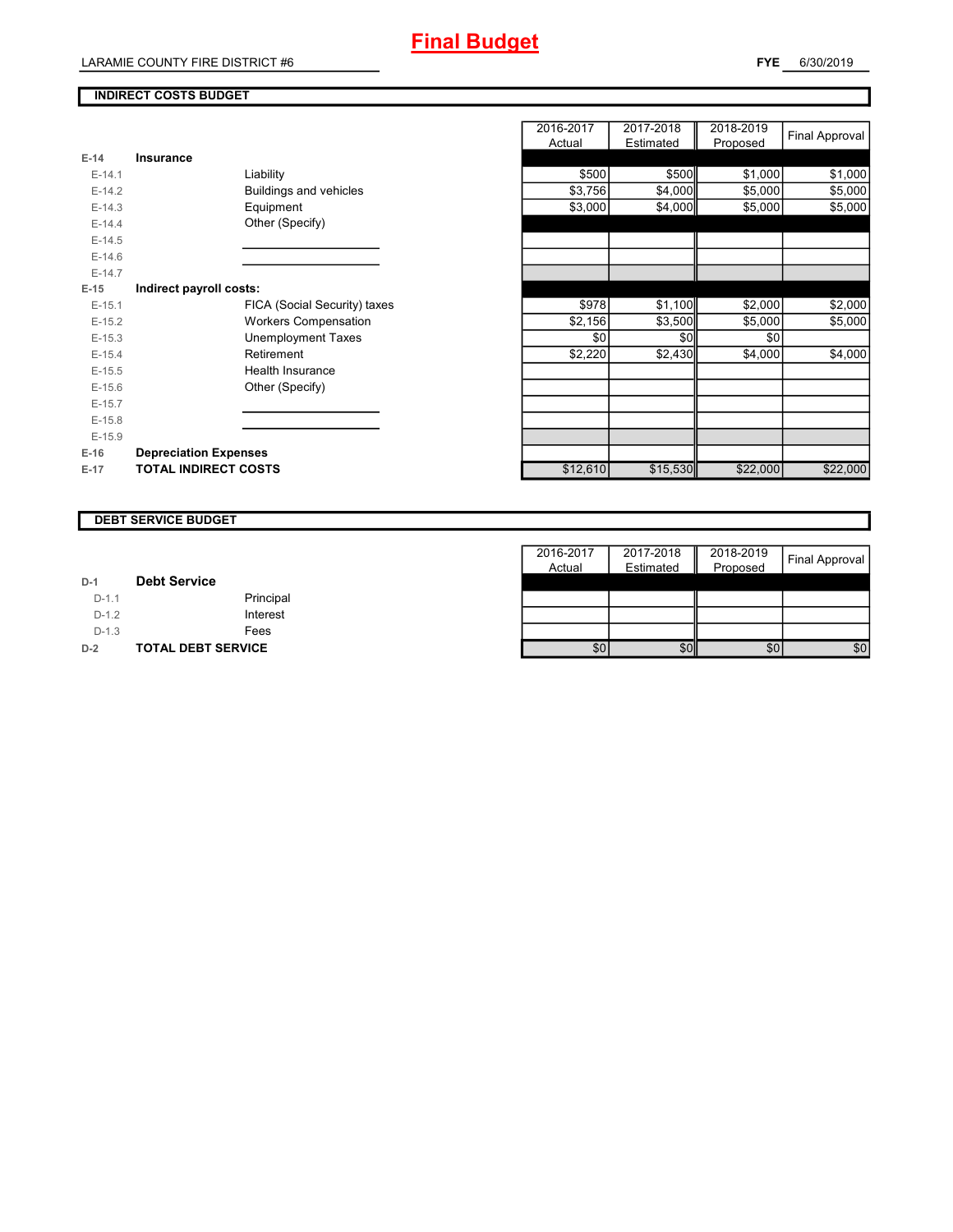# Final Budget

LARAMIE COUNTY FIRE DISTRICT #6

**FYE** 6/30/2019

## INDIRECT COSTS BUDGET

| | | | 2016-2017 Actual | 2017-2018 Estimated | 2018-2019 Proposed | Final Approval |
|---|---|---|---|---|---|---|
| E-14 | **Insurance** | | | | | |
| E-14.1 | | Liability | $500 | $500 | $1,000 | $1,000 |
| E-14.2 | | Buildings and vehicles | $3,756 | $4,000 | $5,000 | $5,000 |
| E-14.3 | | Equipment | $3,000 | $4,000 | $5,000 | $5,000 |
| E-14.4 | | Other (Specify) | | | | |
| E-14.5 | | | | | | |
| E-14.6 | | | | | | |
| E-14.7 | | | | | | |
| E-15 | **Indirect payroll costs:** | | | | | |
| E-15.1 | | FICA (Social Security) taxes | $978 | $1,100 | $2,000 | $2,000 |
| E-15.2 | | Workers Compensation | $2,156 | $3,500 | $5,000 | $5,000 |
| E-15.3 | | Unemployment Taxes | $0 | $0 | $0 | |
| E-15.4 | | Retirement | $2,220 | $2,430 | $4,000 | $4,000 |
| E-15.5 | | Health Insurance | | | | |
| E-15.6 | | Other (Specify) | | | | |
| E-15.7 | | | | | | |
| E-15.8 | | | | | | |
| E-15.9 | | | | | | |
| E-16 | **Depreciation Expenses** | | | | | |
| E-17 | **TOTAL INDIRECT COSTS** | | $12,610 | $15,530 | $22,000 | $22,000 |

## DEBT SERVICE BUDGET

| | | | 2016-2017 Actual | 2017-2018 Estimated | 2018-2019 Proposed | Final Approval |
|---|---|---|---|---|---|---|
| D-1 | **Debt Service** | | | | | |
| D-1.1 | | Principal | | | | |
| D-1.2 | | Interest | | | | |
| D-1.3 | | Fees | | | | |
| D-2 | **TOTAL DEBT SERVICE** | | $0 | $0 | $0 | $0 |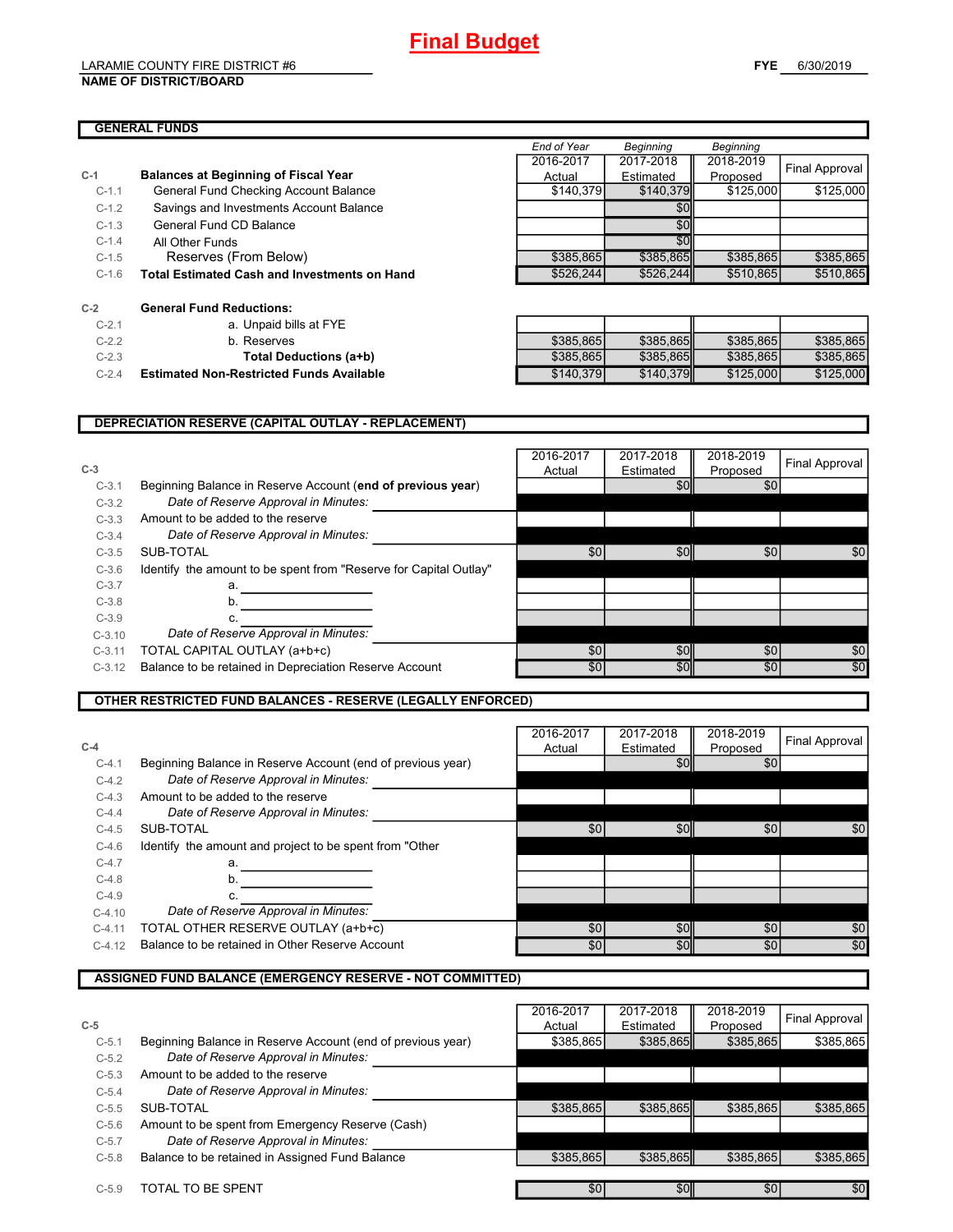# Final Budget

LARAMIE COUNTY FIRE DISTRICT #6
**NAME OF DISTRICT/BOARD**

**FYE** 6/30/2019

## GENERAL FUNDS

| | | End of Year 2016-2017 Actual | Beginning 2017-2018 Estimated | Beginning 2018-2019 Proposed | Final Approval |
|---|---|---|---|---|---|
| C-1 | **Balances at Beginning of Fiscal Year** | | | | |
| C-1.1 | General Fund Checking Account Balance | $140,379 | $140,379 | $125,000 | $125,000 |
| C-1.2 | Savings and Investments Account Balance | | $0 | | |
| C-1.3 | General Fund CD Balance | | $0 | | |
| C-1.4 | All Other Funds | | $0 | | |
| C-1.5 | Reserves (From Below) | $385,865 | $385,865 | $385,865 | $385,865 |
| C-1.6 | **Total Estimated Cash and Investments on Hand** | $526,244 | $526,244 | $510,865 | $510,865 |
| C-2 | **General Fund Reductions:** | | | | |
| C-2.1 | a. Unpaid bills at FYE | | | | |
| C-2.2 | b. Reserves | $385,865 | $385,865 | $385,865 | $385,865 |
| C-2.3 | **Total Deductions (a+b)** | $385,865 | $385,865 | $385,865 | $385,865 |
| C-2.4 | **Estimated Non-Restricted Funds Available** | $140,379 | $140,379 | $125,000 | $125,000 |

## DEPRECIATION RESERVE (CAPITAL OUTLAY - REPLACEMENT)

| C-3 | | 2016-2017 Actual | 2017-2018 Estimated | 2018-2019 Proposed | Final Approval |
|---|---|---|---|---|---|
| C-3.1 | Beginning Balance in Reserve Account (**end of previous year**) | | $0 | $0 | |
| C-3.2 | *Date of Reserve Approval in Minutes:* | | | | |
| C-3.3 | Amount to be added to the reserve | | | | |
| C-3.4 | *Date of Reserve Approval in Minutes:* | | | | |
| C-3.5 | SUB-TOTAL | $0 | $0 | $0 | $0 |
| C-3.6 | Identify the amount to be spent from "Reserve for Capital Outlay" | | | | |
| C-3.7 | a. | | | | |
| C-3.8 | b. | | | | |
| C-3.9 | c. | | | | |
| C-3.10 | *Date of Reserve Approval in Minutes:* | | | | |
| C-3.11 | TOTAL CAPITAL OUTLAY (a+b+c) | $0 | $0 | $0 | $0 |
| C-3.12 | Balance to be retained in Depreciation Reserve Account | $0 | $0 | $0 | $0 |

## OTHER RESTRICTED FUND BALANCES - RESERVE (LEGALLY ENFORCED)

| C-4 | | 2016-2017 Actual | 2017-2018 Estimated | 2018-2019 Proposed | Final Approval |
|---|---|---|---|---|---|
| C-4.1 | Beginning Balance in Reserve Account (end of previous year) | | $0 | $0 | |
| C-4.2 | *Date of Reserve Approval in Minutes:* | | | | |
| C-4.3 | Amount to be added to the reserve | | | | |
| C-4.4 | *Date of Reserve Approval in Minutes:* | | | | |
| C-4.5 | SUB-TOTAL | $0 | $0 | $0 | $0 |
| C-4.6 | Identify the amount and project to be spent from "Other | | | | |
| C-4.7 | a. | | | | |
| C-4.8 | b. | | | | |
| C-4.9 | c. | | | | |
| C-4.10 | *Date of Reserve Approval in Minutes:* | | | | |
| C-4.11 | TOTAL OTHER RESERVE OUTLAY (a+b+c) | $0 | $0 | $0 | $0 |
| C-4.12 | Balance to be retained in Other Reserve Account | $0 | $0 | $0 | $0 |

## ASSIGNED FUND BALANCE (EMERGENCY RESERVE - NOT COMMITTED)

| C-5 | | 2016-2017 Actual | 2017-2018 Estimated | 2018-2019 Proposed | Final Approval |
|---|---|---|---|---|---|
| C-5.1 | Beginning Balance in Reserve Account (end of previous year) | $385,865 | $385,865 | $385,865 | $385,865 |
| C-5.2 | *Date of Reserve Approval in Minutes:* | | | | |
| C-5.3 | Amount to be added to the reserve | | | | |
| C-5.4 | *Date of Reserve Approval in Minutes:* | | | | |
| C-5.5 | SUB-TOTAL | $385,865 | $385,865 | $385,865 | $385,865 |
| C-5.6 | Amount to be spent from Emergency Reserve (Cash) | | | | |
| C-5.7 | *Date of Reserve Approval in Minutes:* | | | | |
| C-5.8 | Balance to be retained in Assigned Fund Balance | $385,865 | $385,865 | $385,865 | $385,865 |
| C-5.9 | TOTAL TO BE SPENT | $0 | $0 | $0 | $0 |